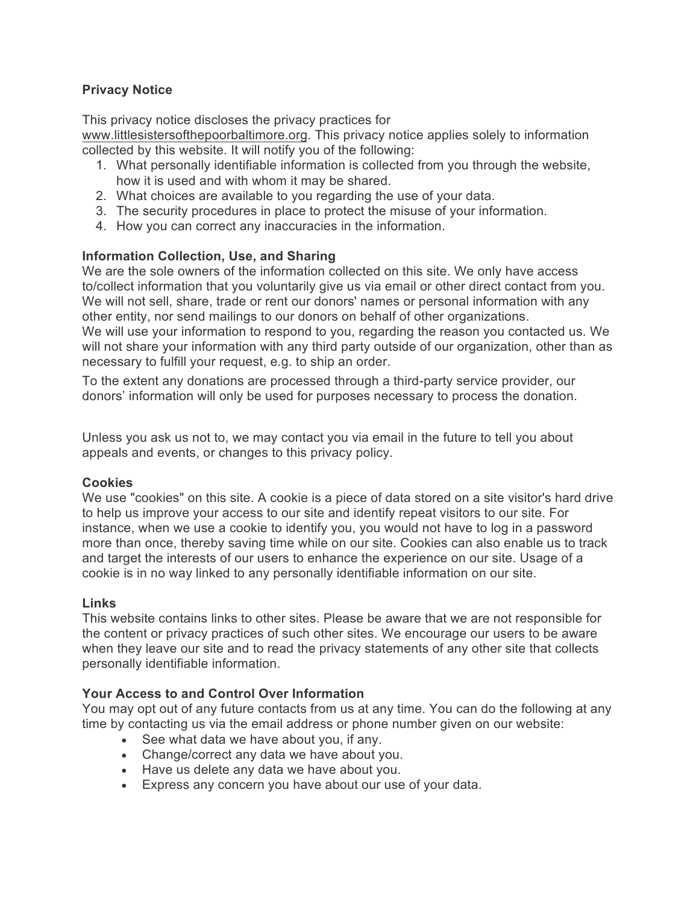**Privacy Notice**

This privacy notice discloses the privacy practices for www.littlesistersofthepoorbaltimore.org. This privacy notice applies solely to information collected by this website. It will notify you of the following:

1. What personally identifiable information is collected from you through the website, how it is used and with whom it may be shared.
2. What choices are available to you regarding the use of your data.
3. The security procedures in place to protect the misuse of your information.
4. How you can correct any inaccuracies in the information.

**Information Collection, Use, and Sharing**

We are the sole owners of the information collected on this site. We only have access to/collect information that you voluntarily give us via email or other direct contact from you. We will not sell, share, trade or rent our donors' names or personal information with any other entity, nor send mailings to our donors on behalf of other organizations.
We will use your information to respond to you, regarding the reason you contacted us. We will not share your information with any third party outside of our organization, other than as necessary to fulfill your request, e.g. to ship an order.

To the extent any donations are processed through a third-party service provider, our donors' information will only be used for purposes necessary to process the donation.

Unless you ask us not to, we may contact you via email in the future to tell you about appeals and events, or changes to this privacy policy.

**Cookies**

We use "cookies" on this site. A cookie is a piece of data stored on a site visitor's hard drive to help us improve your access to our site and identify repeat visitors to our site. For instance, when we use a cookie to identify you, you would not have to log in a password more than once, thereby saving time while on our site. Cookies can also enable us to track and target the interests of our users to enhance the experience on our site. Usage of a cookie is in no way linked to any personally identifiable information on our site.

**Links**

This website contains links to other sites. Please be aware that we are not responsible for the content or privacy practices of such other sites. We encourage our users to be aware when they leave our site and to read the privacy statements of any other site that collects personally identifiable information.

**Your Access to and Control Over Information**

You may opt out of any future contacts from us at any time. You can do the following at any time by contacting us via the email address or phone number given on our website:

- See what data we have about you, if any.
- Change/correct any data we have about you.
- Have us delete any data we have about you.
- Express any concern you have about our use of your data.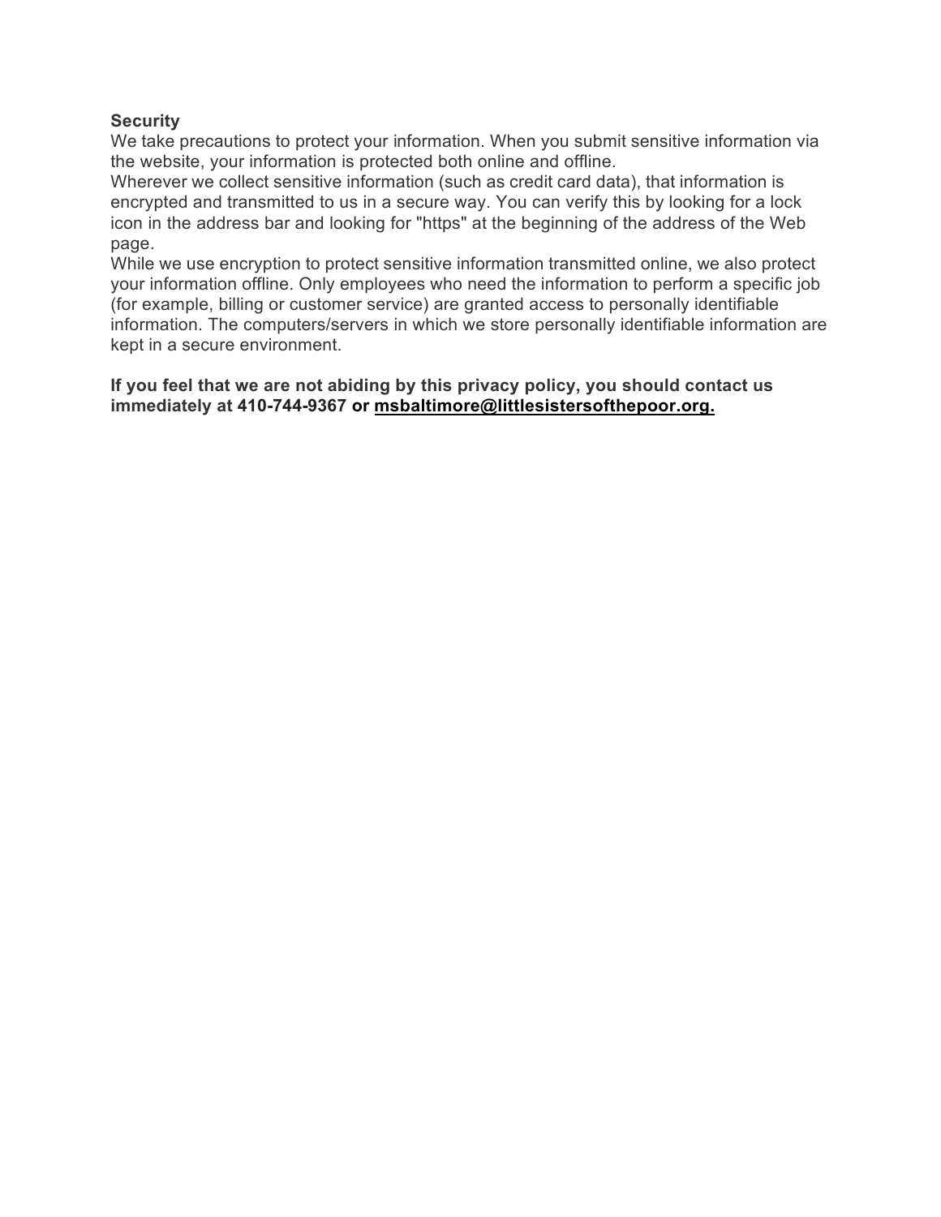**Security**

We take precautions to protect your information. When you submit sensitive information via the website, your information is protected both online and offline.

Wherever we collect sensitive information (such as credit card data), that information is encrypted and transmitted to us in a secure way. You can verify this by looking for a lock icon in the address bar and looking for "https" at the beginning of the address of the Web page.

While we use encryption to protect sensitive information transmitted online, we also protect your information offline. Only employees who need the information to perform a specific job (for example, billing or customer service) are granted access to personally identifiable information. The computers/servers in which we store personally identifiable information are kept in a secure environment.

**If you feel that we are not abiding by this privacy policy, you should contact us immediately at 410-744-9367 or msbaltimore@littlesistersofthepoor.org.**